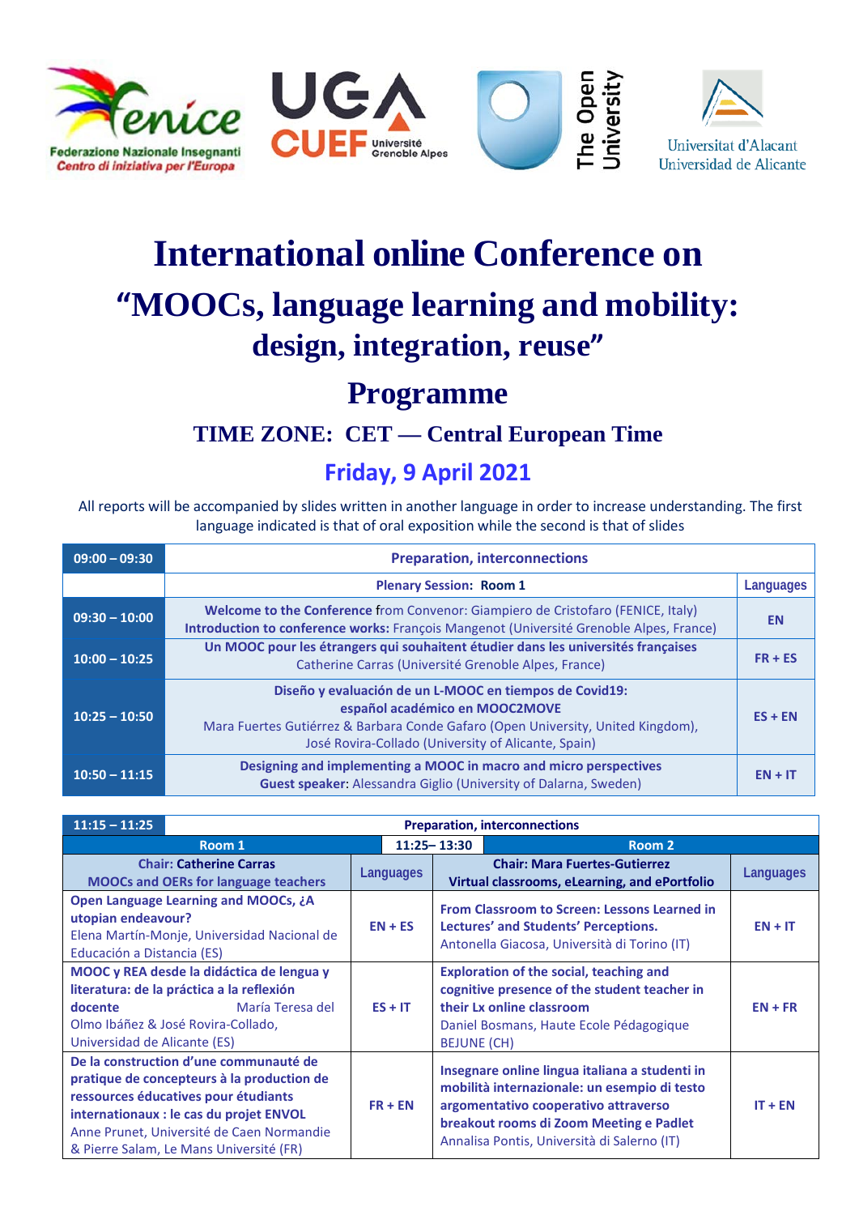Federazione Nazionale Insegnanti
Centro di iniziativa per l'Europa

Université Grenoble Alpes

The Open University

Universitat d'Alacant
Universidad de Alicante

# International online Conference on

# "MOOCs, language learning and mobility: design, integration, reuse"

# Programme

## TIME ZONE: CET — Central European Time

## Friday, 9 April 2021

All reports will be accompanied by slides written in another language in order to increase understanding. The first language indicated is that of oral exposition while the second is that of slides

| 09:00 – 09:30 | Preparation, interconnections | |
|---|---|---|
| | **Plenary Session: Room 1** | **Languages** |
| 09:30 – 10:00 | **Welcome to the Conference** from Convenor: Giampiero de Cristofaro (FENICE, Italy)<br>**Introduction to conference works:** François Mangenot (Université Grenoble Alpes, France) | EN |
| 10:00 – 10:25 | **Un MOOC pour les étrangers qui souhaitent étudier dans les universités françaises**<br>Catherine Carras (Université Grenoble Alpes, France) | FR + ES |
| 10:25 – 10:50 | **Diseño y evaluación de un L-MOOC en tiempos de Covid19: español académico en MOOC2MOVE**<br>Mara Fuertes Gutiérrez & Barbara Conde Gafaro (Open University, United Kingdom), José Rovira-Collado (University of Alicante, Spain) | ES + EN |
| 10:50 – 11:15 | **Designing and implementing a MOOC in macro and micro perspectives**<br>**Guest speaker:** Alessandra Giglio (University of Dalarna, Sweden) | EN + IT |

| 11:15 – 11:25 | Preparation, interconnections | | |
|---|---|---|---|
| **Room 1** | **11:25– 13:30** | **Room 2** | |
| **Chair: Catherine Carras**<br>**MOOCs and OERs for language teachers** | **Languages** | **Chair: Mara Fuertes-Gutierrez**<br>**Virtual classrooms, eLearning, and ePortfolio** | **Languages** |
| **Open Language Learning and MOOCs, ¿A utopian endeavour?**<br>Elena Martín-Monje, Universidad Nacional de Educación a Distancia (ES) | EN + ES | **From Classroom to Screen: Lessons Learned in Lectures' and Students' Perceptions.**<br>Antonella Giacosa, Università di Torino (IT) | EN + IT |
| **MOOC y REA desde la didáctica de lengua y literatura: de la práctica a la reflexión docente** María Teresa del Olmo Ibáñez & José Rovira-Collado, Universidad de Alicante (ES) | ES + IT | **Exploration of the social, teaching and cognitive presence of the student teacher in their Lx online classroom**<br>Daniel Bosmans, Haute Ecole Pédagogique BEJUNE (CH) | EN + FR |
| **De la construction d'une communauté de pratique de concepteurs à la production de ressources éducatives pour étudiants internationaux : le cas du projet ENVOL**<br>Anne Prunet, Université de Caen Normandie & Pierre Salam, Le Mans Université (FR) | FR + EN | **Insegnare online lingua italiana a studenti in mobilità internazionale: un esempio di testo argomentativo cooperativo attraverso breakout rooms di Zoom Meeting e Padlet**<br>Annalisa Pontis, Università di Salerno (IT) | IT + EN |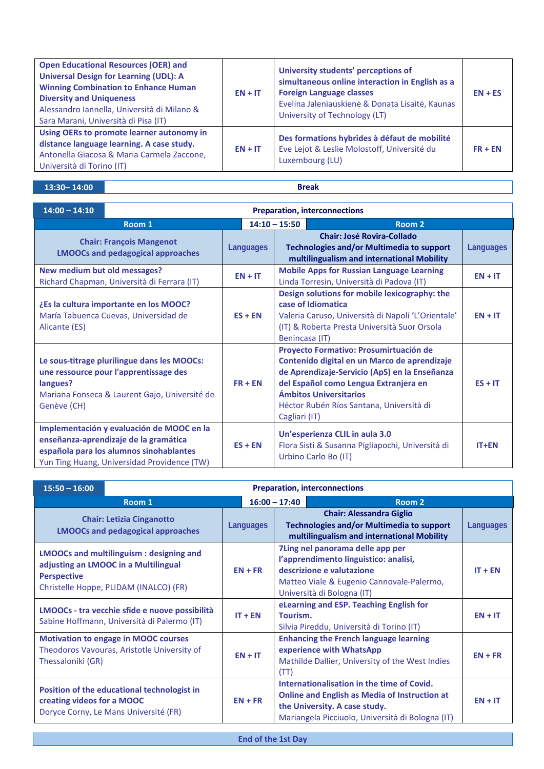| | | | |
|---|---|---|---|
| **Open Educational Resources (OER) and Universal Design for Learning (UDL): A Winning Combination to Enhance Human Diversity and Uniqueness**<br>Alessandro Iannella, Università di Milano & Sara Marani, Università di Pisa (IT) | EN + IT | **University students' perceptions of simultaneous online interaction in English as a Foreign Language classes**<br>Evelina Jaleniauskienė & Donata Lisaitė, Kaunas University of Technology (LT) | EN + ES |
| **Using OERs to promote learner autonomy in distance language learning. A case study.**<br>Antonella Giacosa & Maria Carmela Zaccone, Università di Torino (IT) | EN + IT | **Des formations hybrides à défaut de mobilité**<br>Eve Lejot & Leslie Molostoff, Université du Luxembourg (LU) | FR + EN |

| 13:30– 14:00 | Break |
|---|---|

| 14:00 – 14:10 | Preparation, interconnections |
|---|---|

| Room 1 | | 14:10 – 15:50 Room 2 | |
|---|---|---|---|
| **Chair: François Mangenot**<br>**LMOOCs and pedagogical approaches** | Languages | **Chair: José Rovira-Collado**<br>**Technologies and/or Multimedia to support multilingualism and international Mobility** | Languages |
| **New medium but old messages?**<br>Richard Chapman, Università di Ferrara (IT) | EN + IT | **Mobile Apps for Russian Language Learning**<br>Linda Torresin, Università di Padova (IT) | EN + IT |
| **¿Es la cultura importante en los MOOC?**<br>María Tabuenca Cuevas, Universidad de Alicante (ES) | ES + EN | **Design solutions for mobile lexicography: the case of Idiomatica**<br>Valeria Caruso, Università di Napoli 'L'Orientale' (IT) & Roberta Presta Università Suor Orsola Benincasa (IT) | EN + IT |
| **Le sous-titrage plurilingue dans les MOOCs: une ressource pour l'apprentissage des langues?**<br>Mariana Fonseca & Laurent Gajo, Université de Genève (CH) | FR + EN | **Proyecto Formativo: Prosumirtuación de Contenido digital en un Marco de aprendizaje de Aprendizaje-Servicio (ApS) en la Enseñanza del Español como Lengua Extranjera en Ámbitos Universitarios**<br>Héctor Rubén Ríos Santana, Università di Cagliari (IT) | ES + IT |
| **Implementación y evaluación de MOOC en la enseñanza-aprendizaje de la gramática española para los alumnos sinohablantes**<br>Yun Ting Huang, Universidad Providence (TW) | ES + EN | **Un'esperienza CLIL in aula 3.0**<br>Flora Sisti & Susanna Pigliapochi, Università di Urbino Carlo Bo (IT) | IT+EN |

| 15:50 – 16:00 | Preparation, interconnections |
|---|---|

| Room 1 | | 16:00 – 17:40 Room 2 | |
|---|---|---|---|
| **Chair: Letizia Cinganotto**<br>**LMOOCs and pedagogical approaches** | Languages | **Chair: Alessandra Giglio**<br>**Technologies and/or Multimedia to support multilingualism and international Mobility** | Languages |
| **LMOOCs and multilinguism : designing and adjusting an LMOOC in a Multilingual Perspective**<br>Christelle Hoppe, PLIDAM (INALCO) (FR) | EN + FR | **7Ling nel panorama delle app per l'apprendimento linguistico: analisi, descrizione e valutazione**<br>Matteo Viale & Eugenio Cannovale-Palermo, Università di Bologna (IT) | IT + EN |
| **LMOOCs - tra vecchie sfide e nuove possibilità**<br>Sabine Hoffmann, Università di Palermo (IT) | IT + EN | **eLearning and ESP. Teaching English for Tourism.**<br>Silvia Pireddu, Università di Torino (IT) | EN + IT |
| **Motivation to engage in MOOC courses**<br>Theodoros Vavouras, Aristotle University of Thessaloniki (GR) | EN + IT | **Enhancing the French language learning experience with WhatsApp**<br>Mathilde Dallier, University of the West Indies (TT) | EN + FR |
| **Position of the educational technologist in creating videos for a MOOC**<br>Doryce Corny, Le Mans Université (FR) | EN + FR | **Internationalisation in the time of Covid. Online and English as Media of Instruction at the University. A case study.**<br>Mariangela Picciuolo, Università di Bologna (IT) | EN + IT |

**End of the 1st Day**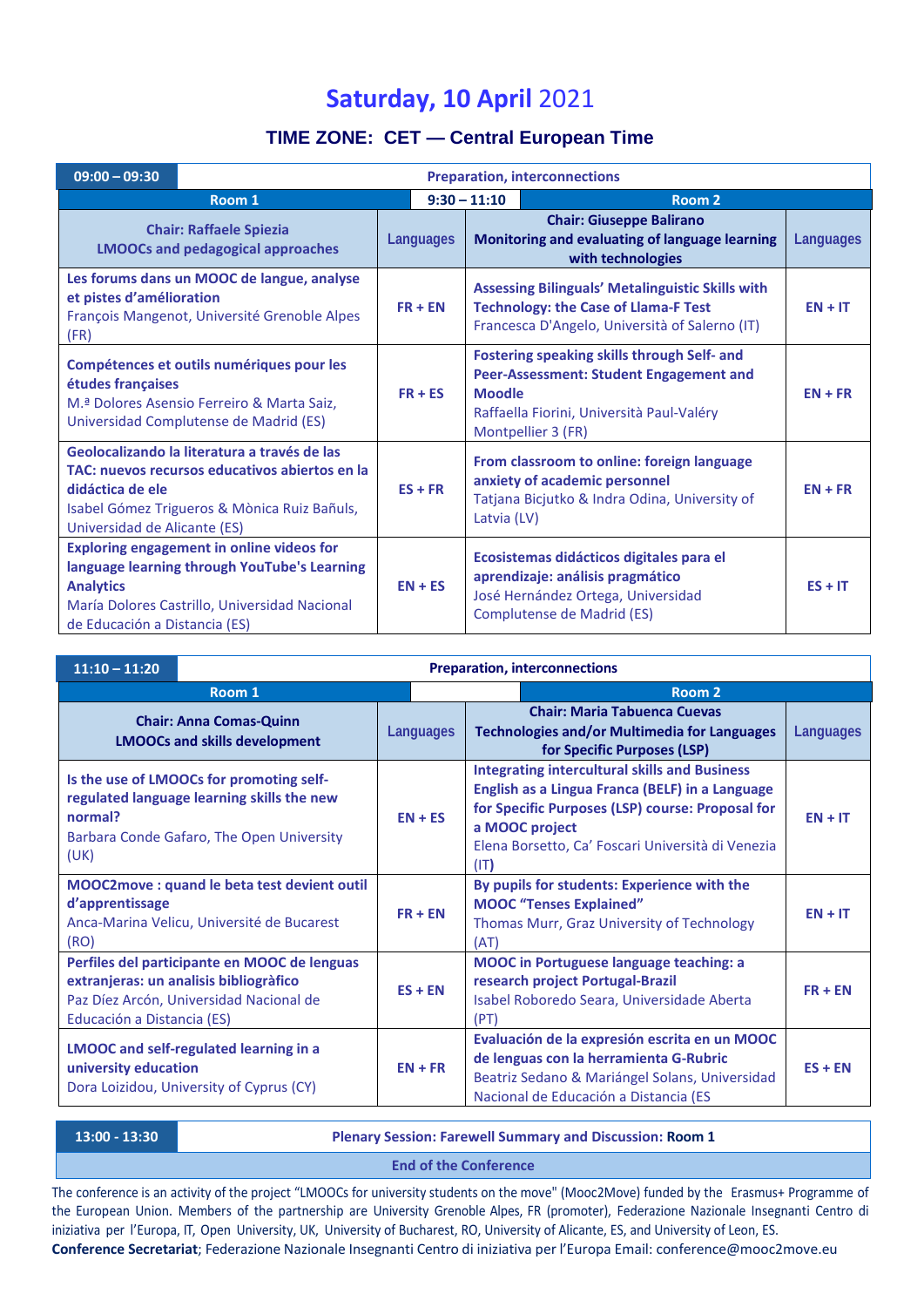# Saturday, 10 April 2021

## TIME ZONE: CET — Central European Time

| 09:00 – 09:30 | Preparation, interconnections | | |
|---|---|---|---|
| **Room 1** | **9:30 – 11:10** | **Room 2** | |
| **Chair: Raffaele Spiezia**<br>**LMOOCs and pedagogical approaches** | **Languages** | **Chair: Giuseppe Balirano**<br>**Monitoring and evaluating of language learning with technologies** | **Languages** |
| **Les forums dans un MOOC de langue, analyse et pistes d'amélioration**<br>François Mangenot, Université Grenoble Alpes (FR) | FR + EN | **Assessing Bilinguals' Metalinguistic Skills with Technology: the Case of Llama-F Test**<br>Francesca D'Angelo, Università of Salerno (IT) | EN + IT |
| **Compétences et outils numériques pour les études françaises**<br>M.ª Dolores Asensio Ferreiro & Marta Saiz, Universidad Complutense de Madrid (ES) | FR + ES | **Fostering speaking skills through Self- and Peer-Assessment: Student Engagement and Moodle**<br>Raffaella Fiorini, Università Paul-Valéry Montpellier 3 (FR) | EN + FR |
| **Geolocalizando la literatura a través de las TAC: nuevos recursos educativos abiertos en la didáctica de ele**<br>Isabel Gómez Trigueros & Mònica Ruiz Bañuls, Universidad de Alicante (ES) | ES + FR | **From classroom to online: foreign language anxiety of academic personnel**<br>Tatjana Bicjutko & Indra Odina, University of Latvia (LV) | EN + FR |
| **Exploring engagement in online videos for language learning through YouTube's Learning Analytics**<br>María Dolores Castrillo, Universidad Nacional de Educación a Distancia (ES) | EN + ES | **Ecosistemas didácticos digitales para el aprendizaje: análisis pragmático**<br>José Hernández Ortega, Universidad Complutense de Madrid (ES) | ES + IT |

| 11:10 – 11:20 | Preparation, interconnections | | |
|---|---|---|---|
| **Room 1** | | **Room 2** | |
| **Chair: Anna Comas-Quinn**<br>**LMOOCs and skills development** | **Languages** | **Chair: Maria Tabuenca Cuevas**<br>**Technologies and/or Multimedia for Languages for Specific Purposes (LSP)** | **Languages** |
| **Is the use of LMOOCs for promoting self-regulated language learning skills the new normal?**<br>Barbara Conde Gafaro, The Open University (UK) | EN + ES | **Integrating intercultural skills and Business English as a Lingua Franca (BELF) in a Language for Specific Purposes (LSP) course: Proposal for a MOOC project**<br>Elena Borsetto, Ca' Foscari Università di Venezia (IT) | EN + IT |
| **MOOC2move : quand le beta test devient outil d'apprentissage**<br>Anca-Marina Velicu, Université de Bucarest (RO) | FR + EN | **By pupils for students: Experience with the MOOC "Tenses Explained"**<br>Thomas Murr, Graz University of Technology (AT) | EN + IT |
| **Perfiles del participante en MOOC de lenguas extranjeras: un analisis bibliogràfico**<br>Paz Díez Arcón, Universidad Nacional de Educación a Distancia (ES) | ES + EN | **MOOC in Portuguese language teaching: a research project Portugal-Brazil**<br>Isabel Roboredo Seara, Universidade Aberta (PT) | FR + EN |
| **LMOOC and self-regulated learning in a university education**<br>Dora Loizidou, University of Cyprus (CY) | EN + FR | **Evaluación de la expresión escrita en un MOOC de lenguas con la herramienta G-Rubric**<br>Beatriz Sedano & Mariángel Solans, Universidad Nacional de Educación a Distancia (ES | ES + EN |

| 13:00 - 13:30 | Plenary Session: Farewell Summary and Discussion: Room 1 |
|---|---|
| **End of the Conference** | |

The conference is an activity of the project "LMOOCs for university students on the move" (Mooc2Move) funded by the Erasmus+ Programme of the European Union. Members of the partnership are University Grenoble Alpes, FR (promoter), Federazione Nazionale Insegnanti Centro di iniziativa per l'Europa, IT, Open University, UK, University of Bucharest, RO, University of Alicante, ES, and University of Leon, ES.

**Conference Secretariat**; Federazione Nazionale Insegnanti Centro di iniziativa per l'Europa Email: conference@mooc2move.eu